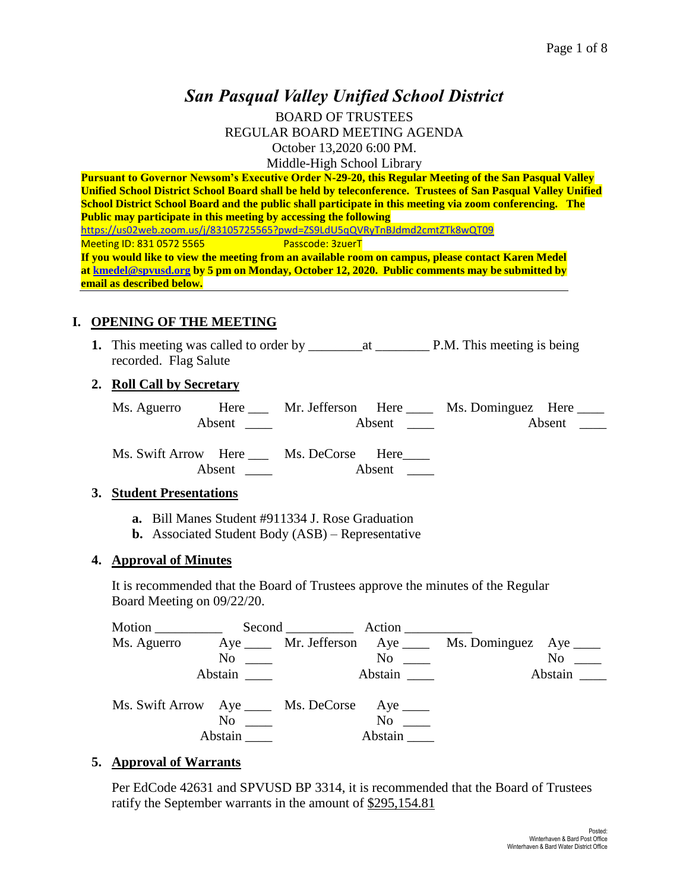# *San Pasqual Valley Unified School District*

BOARD OF TRUSTEES
REGULAR BOARD MEETING AGENDA
October 13,2020 6:00 PM.
Middle-High School Library

**Pursuant to Governor Newsom's Executive Order N-29-20, this Regular Meeting of the San Pasqual Valley Unified School District School Board shall be held by teleconference. Trustees of San Pasqual Valley Unified School District School Board and the public shall participate in this meeting via zoom conferencing. The Public may participate in this meeting by accessing the following**
https://us02web.zoom.us/j/83105725565?pwd=ZS9LdU5qQVRyTnBJdmd2cmtZTk8wQT09
Meeting ID: 831 0572 5565 Passcode: 3zuerT
**If you would like to view the meeting from an available room on campus, please contact Karen Medel at kmedel@spvusd.org by 5 pm on Monday, October 12, 2020. Public comments may be submitted by email as described below.**

## I. OPENING OF THE MEETING

**1.** This meeting was called to order by ________at ________ P.M. This meeting is being recorded. Flag Salute

**2. Roll Call by Secretary**

| | | | | | |
|---|---|---|---|---|---|
| Ms. Aguerro | Here ___ Absent ____ | Mr. Jefferson | Here ____ Absent ____ | Ms. Dominguez | Here ____ Absent ____ |
| Ms. Swift Arrow | Here ___ Absent ____ | Ms. DeCorse | Here____ Absent ____ | | |

**3. Student Presentations**

- **a.** Bill Manes Student #911334 J. Rose Graduation
- **b.** Associated Student Body (ASB) – Representative

**4. Approval of Minutes**

It is recommended that the Board of Trustees approve the minutes of the Regular Board Meeting on 09/22/20.

Motion __________ Second __________ Action __________

| | | | | | |
|---|---|---|---|---|---|
| Ms. Aguerro | Aye ____ No ____ Abstain ____ | Mr. Jefferson | Aye ____ No ____ Abstain ____ | Ms. Dominguez | Aye ____ No ____ Abstain ____ |
| Ms. Swift Arrow | Aye ____ No ____ Abstain ____ | Ms. DeCorse | Aye ____ No ____ Abstain ____ | | |

**5. Approval of Warrants**

Per EdCode 42631 and SPVUSD BP 3314, it is recommended that the Board of Trustees ratify the September warrants in the amount of $295,154.81

Posted:
Winterhaven & Bard Post Office
Winterhaven & Bard Water District Office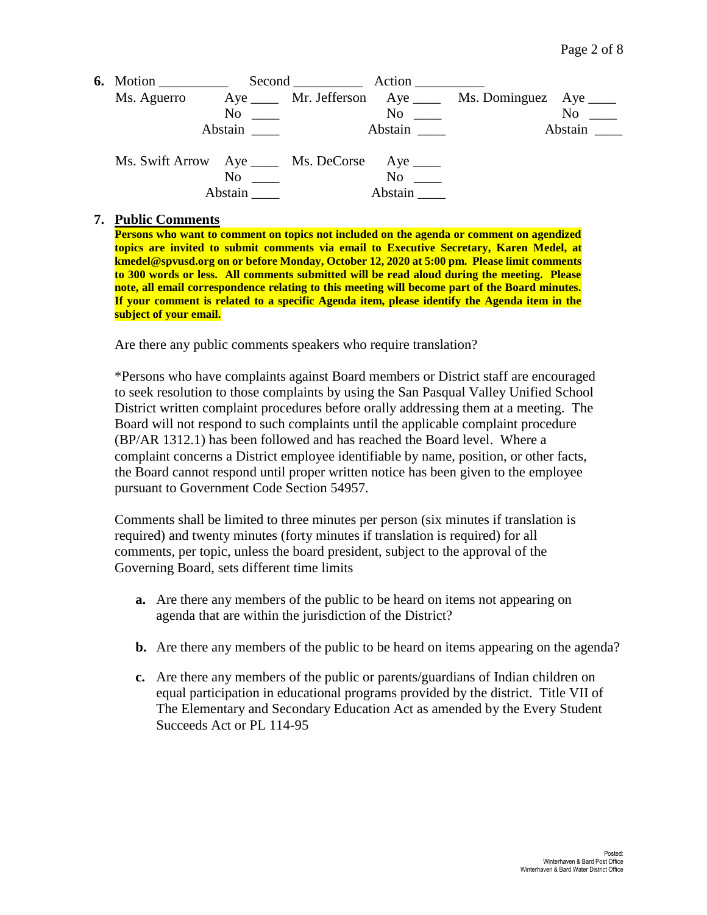**6.** Motion __________ Second __________ Action __________

| | | | | | |
|---|---|---|---|---|---|
| Ms. Aguerro | Aye ____ | Mr. Jefferson | Aye ____ | Ms. Dominguez | Aye ____ |
| | No ____ | | No ____ | | No ____ |
| | Abstain ____ | | Abstain ____ | | Abstain ____ |
| Ms. Swift Arrow | Aye ____ | Ms. DeCorse | Aye ____ | | |
| | No ____ | | No ____ | | |
| | Abstain ____ | | Abstain ____ | | |

**7. <u>Public Comments</u>**

**Persons who want to comment on topics not included on the agenda or comment on agendized topics are invited to submit comments via email to Executive Secretary, Karen Medel, at kmedel@spvusd.org on or before Monday, October 12, 2020 at 5:00 pm. Please limit comments to 300 words or less. All comments submitted will be read aloud during the meeting. Please note, all email correspondence relating to this meeting will become part of the Board minutes. If your comment is related to a specific Agenda item, please identify the Agenda item in the subject of your email.**

Are there any public comments speakers who require translation?

*Persons who have complaints against Board members or District staff are encouraged to seek resolution to those complaints by using the San Pasqual Valley Unified School District written complaint procedures before orally addressing them at a meeting. The Board will not respond to such complaints until the applicable complaint procedure (BP/AR 1312.1) has been followed and has reached the Board level. Where a complaint concerns a District employee identifiable by name, position, or other facts, the Board cannot respond until proper written notice has been given to the employee pursuant to Government Code Section 54957.

Comments shall be limited to three minutes per person (six minutes if translation is required) and twenty minutes (forty minutes if translation is required) for all comments, per topic, unless the board president, subject to the approval of the Governing Board, sets different time limits

**a.** Are there any members of the public to be heard on items not appearing on agenda that are within the jurisdiction of the District?

**b.** Are there any members of the public to be heard on items appearing on the agenda?

**c.** Are there any members of the public or parents/guardians of Indian children on equal participation in educational programs provided by the district. Title VII of The Elementary and Secondary Education Act as amended by the Every Student Succeeds Act or PL 114-95

Posted:
Winterhaven & Bard Post Office
Winterhaven & Bard Water District Office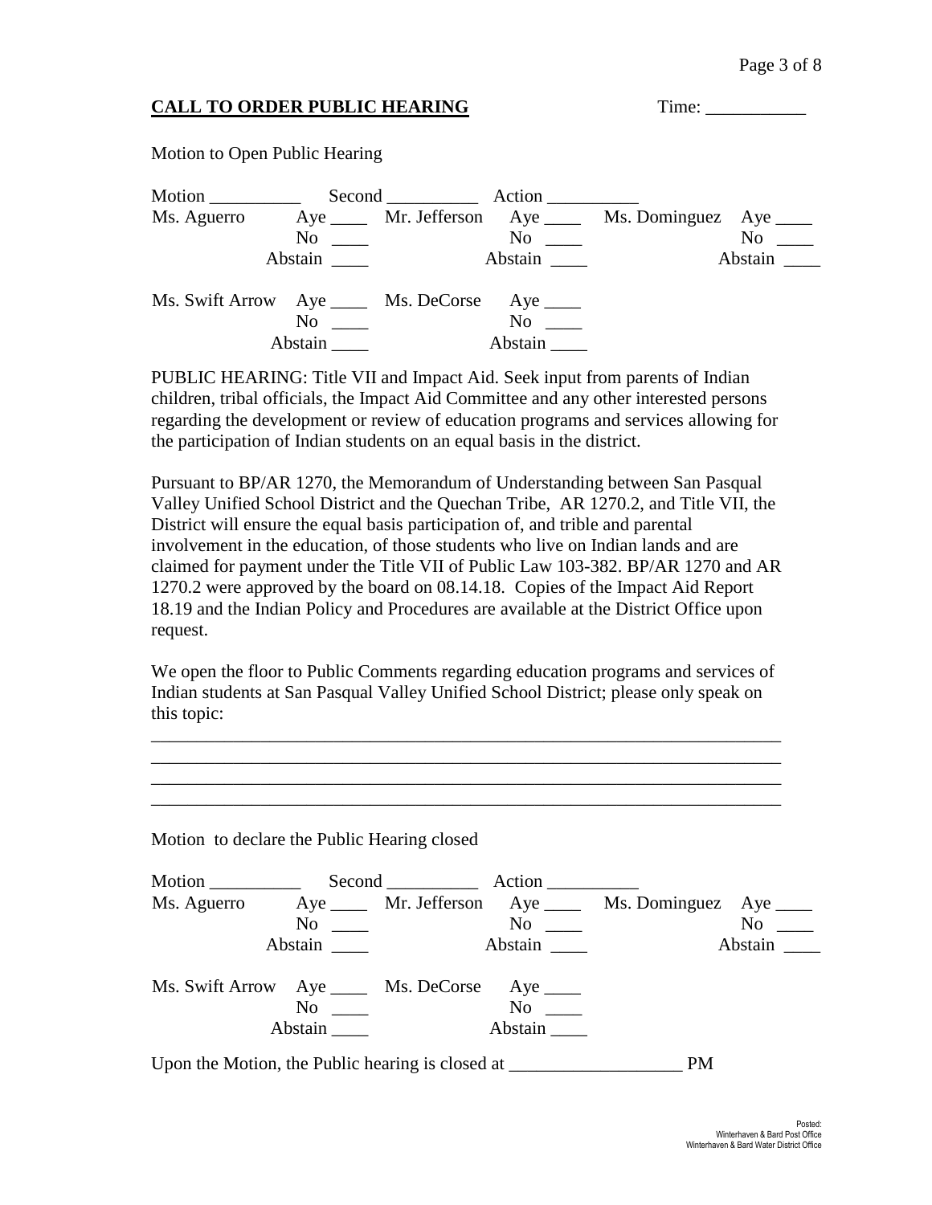**CALL TO ORDER PUBLIC HEARING** Time: ___________

Motion to Open Public Hearing

Motion __________ Second __________ Action __________

| Ms. Aguerro | Aye ____ | Mr. Jefferson | Aye ____ | Ms. Dominguez | Aye ____ |
|---|---|---|---|---|---|
| | No ____ | | No ____ | | No ____ |
| | Abstain ____ | | Abstain ____ | | Abstain ____ |
| Ms. Swift Arrow | Aye ____ | Ms. DeCorse | Aye ____ | | |
| | No ____ | | No ____ | | |
| | Abstain ____ | | Abstain ____ | | |

PUBLIC HEARING: Title VII and Impact Aid. Seek input from parents of Indian children, tribal officials, the Impact Aid Committee and any other interested persons regarding the development or review of education programs and services allowing for the participation of Indian students on an equal basis in the district.

Pursuant to BP/AR 1270, the Memorandum of Understanding between San Pasqual Valley Unified School District and the Quechan Tribe, AR 1270.2, and Title VII, the District will ensure the equal basis participation of, and trible and parental involvement in the education, of those students who live on Indian lands and are claimed for payment under the Title VII of Public Law 103-382. BP/AR 1270 and AR 1270.2 were approved by the board on 08.14.18. Copies of the Impact Aid Report 18.19 and the Indian Policy and Procedures are available at the District Office upon request.

We open the floor to Public Comments regarding education programs and services of Indian students at San Pasqual Valley Unified School District; please only speak on this topic:

_____________________________________________________________________
_____________________________________________________________________
_____________________________________________________________________
_____________________________________________________________________

Motion to declare the Public Hearing closed

Motion __________ Second __________ Action __________

| Ms. Aguerro | Aye ____ | Mr. Jefferson | Aye ____ | Ms. Dominguez | Aye ____ |
|---|---|---|---|---|---|
| | No ____ | | No ____ | | No ____ |
| | Abstain ____ | | Abstain ____ | | Abstain ____ |
| Ms. Swift Arrow | Aye ____ | Ms. DeCorse | Aye ____ | | |
| | No ____ | | No ____ | | |
| | Abstain ____ | | Abstain ____ | | |

Upon the Motion, the Public hearing is closed at ___________________ PM

Posted:
Winterhaven & Bard Post Office
Winterhaven & Bard Water District Office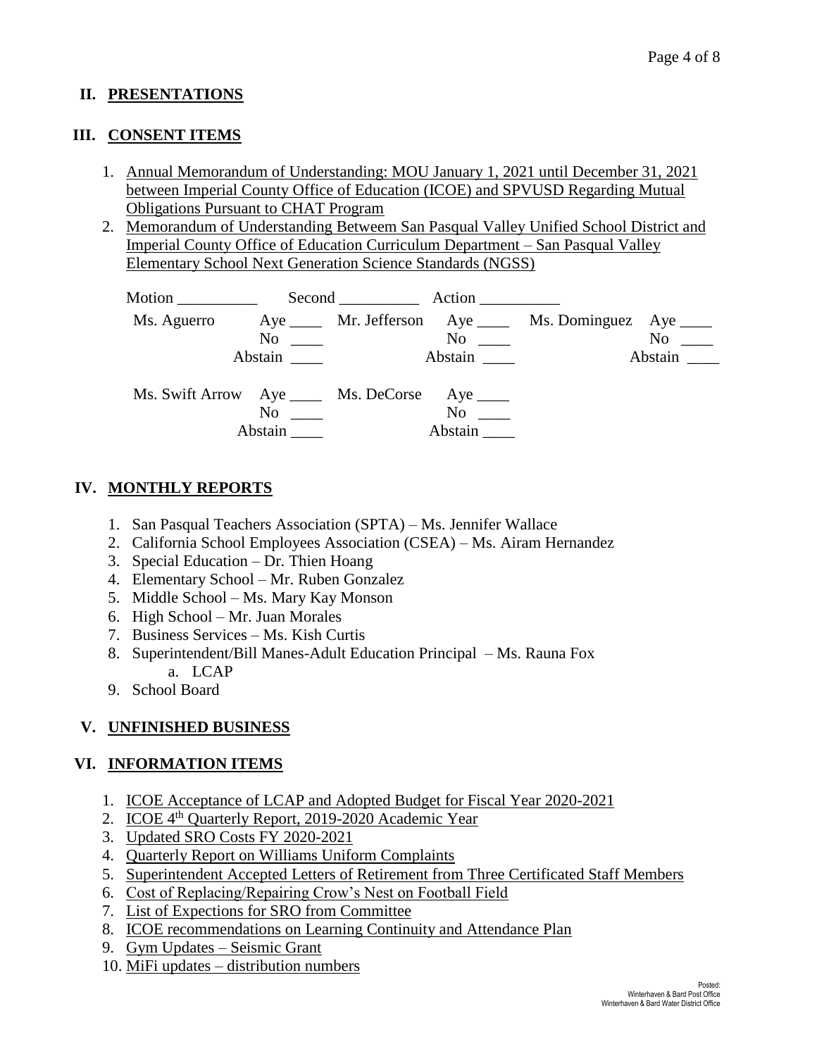## II. PRESENTATIONS

## III. CONSENT ITEMS

1. Annual Memorandum of Understanding: MOU January 1, 2021 until December 31, 2021 between Imperial County Office of Education (ICOE) and SPVUSD Regarding Mutual Obligations Pursuant to CHAT Program
2. Memorandum of Understanding Betweem San Pasqual Valley Unified School District and Imperial County Office of Education Curriculum Department – San Pasqual Valley Elementary School Next Generation Science Standards (NGSS)

Motion __________ Second __________ Action __________

| | | | | | |
|---|---|---|---|---|---|
| Ms. Aguerro | Aye ____ | Mr. Jefferson | Aye ____ | Ms. Dominguez | Aye ____ |
| | No ____ | | No ____ | | No ____ |
| | Abstain ____ | | Abstain ____ | | Abstain ____ |
| Ms. Swift Arrow | Aye ____ | Ms. DeCorse | Aye ____ | | |
| | No ____ | | No ____ | | |
| | Abstain ____ | | Abstain ____ | | |

## IV. MONTHLY REPORTS

1. San Pasqual Teachers Association (SPTA) – Ms. Jennifer Wallace
2. California School Employees Association (CSEA) – Ms. Airam Hernandez
3. Special Education – Dr. Thien Hoang
4. Elementary School – Mr. Ruben Gonzalez
5. Middle School – Ms. Mary Kay Monson
6. High School – Mr. Juan Morales
7. Business Services – Ms. Kish Curtis
8. Superintendent/Bill Manes-Adult Education Principal – Ms. Rauna Fox
   a. LCAP
9. School Board

## V. UNFINISHED BUSINESS

## VI. INFORMATION ITEMS

1. ICOE Acceptance of LCAP and Adopted Budget for Fiscal Year 2020-2021
2. ICOE 4th Quarterly Report, 2019-2020 Academic Year
3. Updated SRO Costs FY 2020-2021
4. Quarterly Report on Williams Uniform Complaints
5. Superintendent Accepted Letters of Retirement from Three Certificated Staff Members
6. Cost of Replacing/Repairing Crow's Nest on Football Field
7. List of Expections for SRO from Committee
8. ICOE recommendations on Learning Continuity and Attendance Plan
9. Gym Updates – Seismic Grant
10. MiFi updates – distribution numbers

Posted:
Winterhaven & Bard Post Office
Winterhaven & Bard Water District Office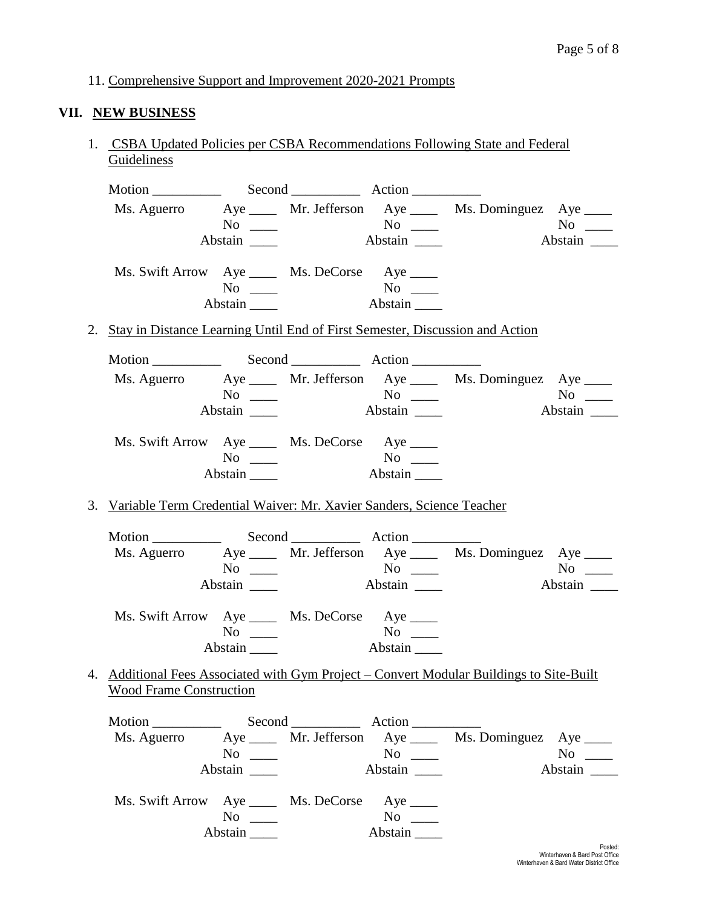11. Comprehensive Support and Improvement 2020-2021 Prompts

## VII. NEW BUSINESS

1. CSBA Updated Policies per CSBA Recommendations Following State and Federal Guideliness

   Motion __________ Second __________ Action __________

   | | | | | | |
   |---|---|---|---|---|---|
   | Ms. Aguerro | Aye ____ No ____ Abstain ____ | Mr. Jefferson | Aye ____ No ____ Abstain ____ | Ms. Dominguez | Aye ____ No ____ Abstain ____ |
   | Ms. Swift Arrow | Aye ____ No ____ Abstain ____ | Ms. DeCorse | Aye ____ No ____ Abstain ____ | | |

2. Stay in Distance Learning Until End of First Semester, Discussion and Action

   Motion __________ Second __________ Action __________

   | | | | | | |
   |---|---|---|---|---|---|
   | Ms. Aguerro | Aye ____ No ____ Abstain ____ | Mr. Jefferson | Aye ____ No ____ Abstain ____ | Ms. Dominguez | Aye ____ No ____ Abstain ____ |
   | Ms. Swift Arrow | Aye ____ No ____ Abstain ____ | Ms. DeCorse | Aye ____ No ____ Abstain ____ | | |

3. Variable Term Credential Waiver: Mr. Xavier Sanders, Science Teacher

   Motion __________ Second __________ Action __________

   | | | | | | |
   |---|---|---|---|---|---|
   | Ms. Aguerro | Aye ____ No ____ Abstain ____ | Mr. Jefferson | Aye ____ No ____ Abstain ____ | Ms. Dominguez | Aye ____ No ____ Abstain ____ |
   | Ms. Swift Arrow | Aye ____ No ____ Abstain ____ | Ms. DeCorse | Aye ____ No ____ Abstain ____ | | |

4. Additional Fees Associated with Gym Project – Convert Modular Buildings to Site-Built Wood Frame Construction

   Motion __________ Second __________ Action __________

   | | | | | | |
   |---|---|---|---|---|---|
   | Ms. Aguerro | Aye ____ No ____ Abstain ____ | Mr. Jefferson | Aye ____ No ____ Abstain ____ | Ms. Dominguez | Aye ____ No ____ Abstain ____ |
   | Ms. Swift Arrow | Aye ____ No ____ Abstain ____ | Ms. DeCorse | Aye ____ No ____ Abstain ____ | | |

Posted:
Winterhaven & Bard Post Office
Winterhaven & Bard Water District Office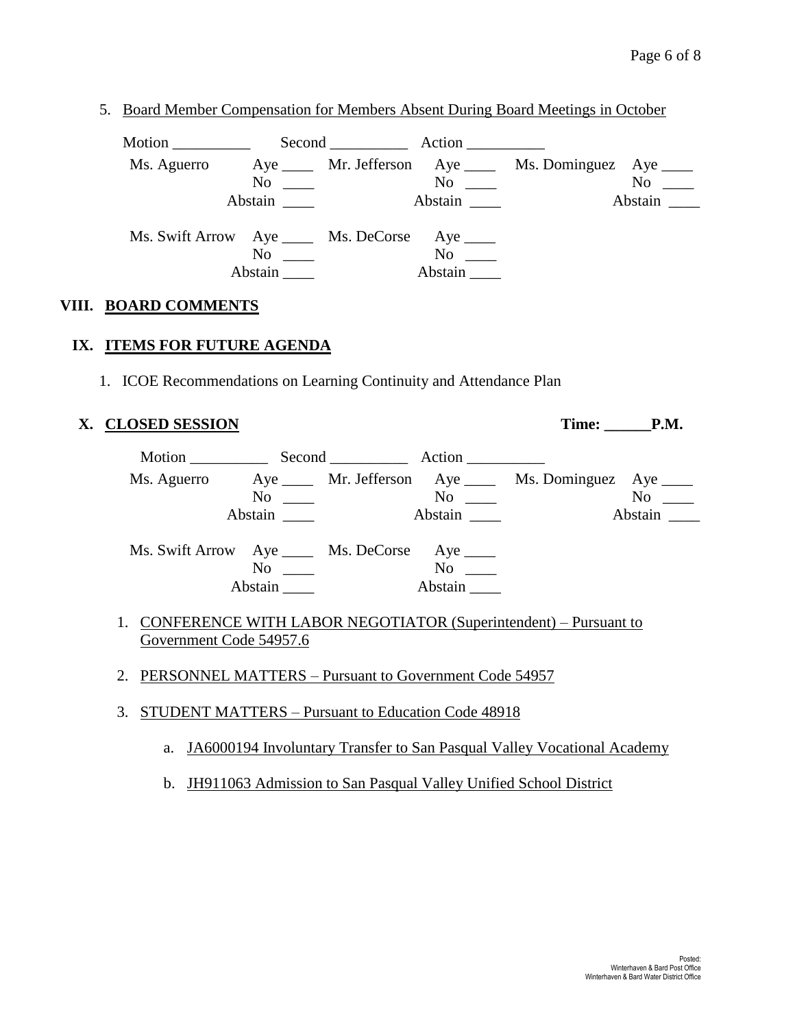5. Board Member Compensation for Members Absent During Board Meetings in October

Motion __________ Second __________ Action __________

| | | | | | |
|---|---|---|---|---|---|
| Ms. Aguerro | Aye ____ | Mr. Jefferson | Aye ____ | Ms. Dominguez | Aye ____ |
| | No ____ | | No ____ | | No ____ |
| | Abstain ____ | | Abstain ____ | | Abstain ____ |
| Ms. Swift Arrow | Aye ____ | Ms. DeCorse | Aye ____ | | |
| | No ____ | | No ____ | | |
| | Abstain ____ | | Abstain ____ | | |

## VIII. BOARD COMMENTS

## IX. ITEMS FOR FUTURE AGENDA

1. ICOE Recommendations on Learning Continuity and Attendance Plan

## X. CLOSED SESSION

**Time: ______P.M.**

Motion __________ Second __________ Action __________

| | | | | | |
|---|---|---|---|---|---|
| Ms. Aguerro | Aye ____ | Mr. Jefferson | Aye ____ | Ms. Dominguez | Aye ____ |
| | No ____ | | No ____ | | No ____ |
| | Abstain ____ | | Abstain ____ | | Abstain ____ |
| Ms. Swift Arrow | Aye ____ | Ms. DeCorse | Aye ____ | | |
| | No ____ | | No ____ | | |
| | Abstain ____ | | Abstain ____ | | |

1. CONFERENCE WITH LABOR NEGOTIATOR (Superintendent) – Pursuant to Government Code 54957.6

2. PERSONNEL MATTERS – Pursuant to Government Code 54957

3. STUDENT MATTERS – Pursuant to Education Code 48918

   a. JA6000194 Involuntary Transfer to San Pasqual Valley Vocational Academy

   b. JH911063 Admission to San Pasqual Valley Unified School District

Posted:
Winterhaven & Bard Post Office
Winterhaven & Bard Water District Office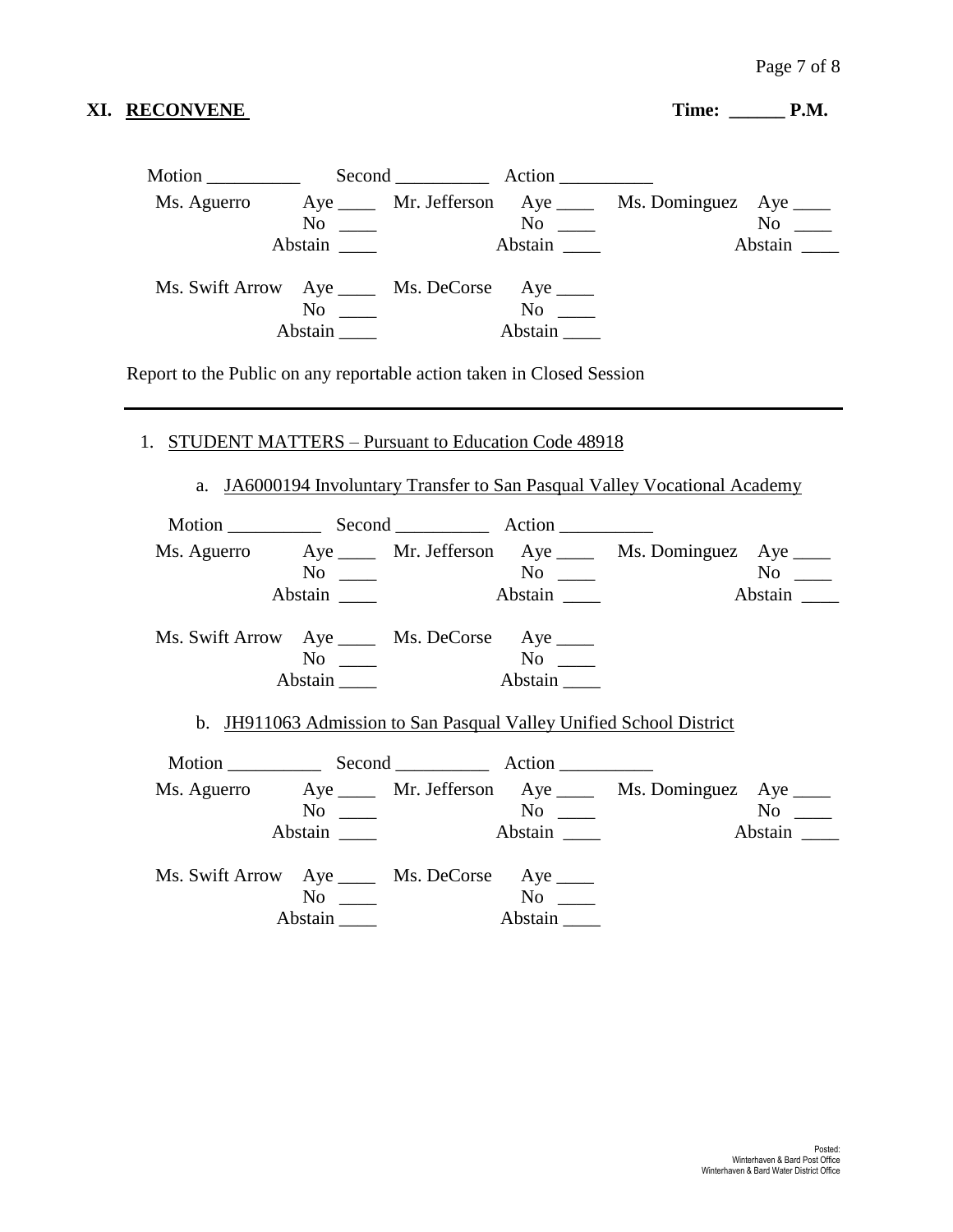## XI. RECONVENE

**Time: ______ P.M.**

Motion __________ Second __________ Action __________

| | | | | | |
|---|---|---|---|---|---|
| Ms. Aguerro | Aye ____ | Mr. Jefferson | Aye ____ | Ms. Dominguez | Aye ____ |
| | No ____ | | No ____ | | No ____ |
| | Abstain ____ | | Abstain ____ | | Abstain ____ |
| Ms. Swift Arrow | Aye ____ | Ms. DeCorse | Aye ____ | | |
| | No ____ | | No ____ | | |
| | Abstain ____ | | Abstain ____ | | |

Report to the Public on any reportable action taken in Closed Session

---

1. STUDENT MATTERS – Pursuant to Education Code 48918

   a. JA6000194 Involuntary Transfer to San Pasqual Valley Vocational Academy

Motion __________ Second __________ Action __________

| | | | | | |
|---|---|---|---|---|---|
| Ms. Aguerro | Aye ____ | Mr. Jefferson | Aye ____ | Ms. Dominguez | Aye ____ |
| | No ____ | | No ____ | | No ____ |
| | Abstain ____ | | Abstain ____ | | Abstain ____ |
| Ms. Swift Arrow | Aye ____ | Ms. DeCorse | Aye ____ | | |
| | No ____ | | No ____ | | |
| | Abstain ____ | | Abstain ____ | | |

   b. JH911063 Admission to San Pasqual Valley Unified School District

Motion __________ Second __________ Action __________

| | | | | | |
|---|---|---|---|---|---|
| Ms. Aguerro | Aye ____ | Mr. Jefferson | Aye ____ | Ms. Dominguez | Aye ____ |
| | No ____ | | No ____ | | No ____ |
| | Abstain ____ | | Abstain ____ | | Abstain ____ |
| Ms. Swift Arrow | Aye ____ | Ms. DeCorse | Aye ____ | | |
| | No ____ | | No ____ | | |
| | Abstain ____ | | Abstain ____ | | |

Posted:
Winterhaven & Bard Post Office
Winterhaven & Bard Water District Office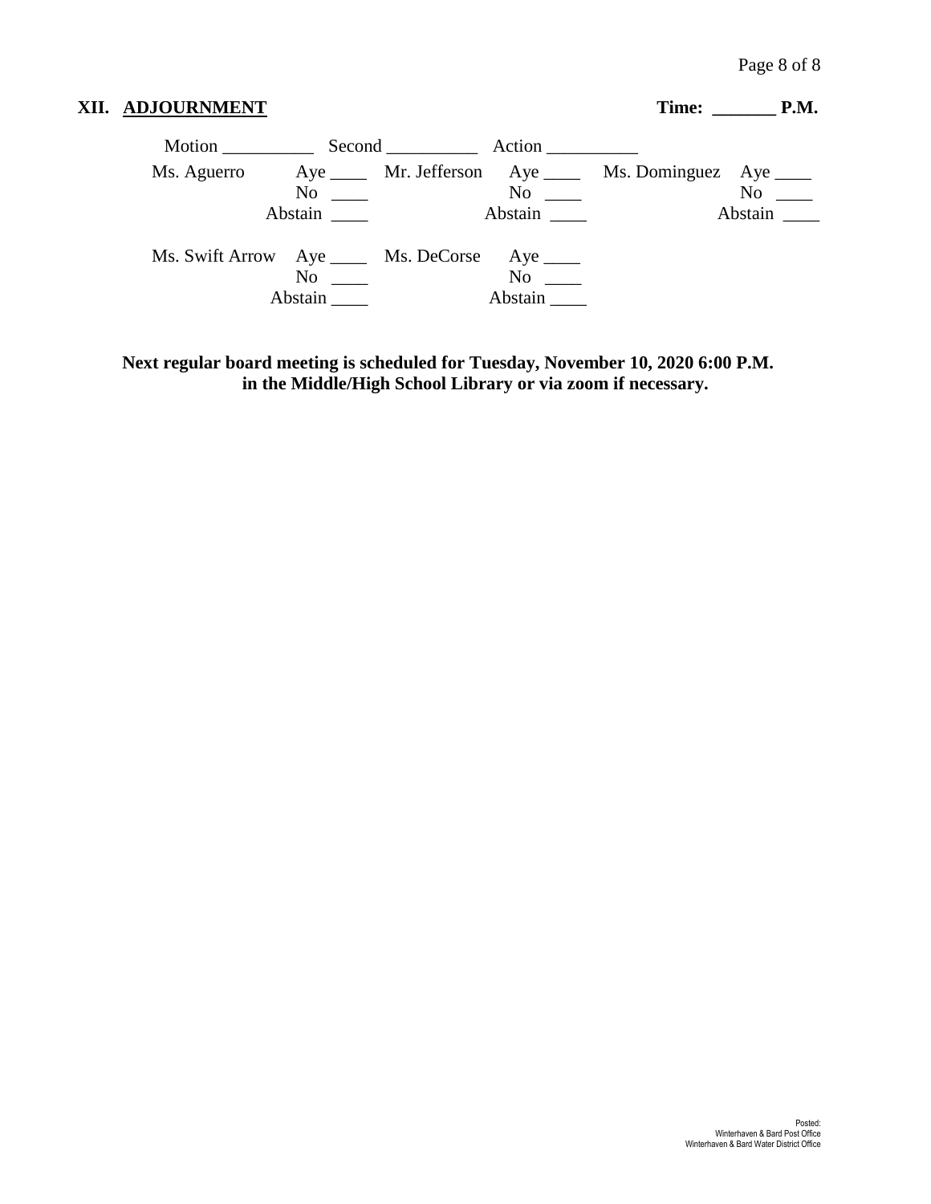## XII. ADJOURNMENT

**Time: _______ P.M.**

Motion __________ Second __________ Action __________

| | | | | | |
|---|---|---|---|---|---|
| Ms. Aguerro | Aye ____ | Mr. Jefferson | Aye ____ | Ms. Dominguez | Aye ____ |
| | No ____ | | No ____ | | No ____ |
| | Abstain ____ | | Abstain ____ | | Abstain ____ |
| Ms. Swift Arrow | Aye ____ | Ms. DeCorse | Aye ____ | | |
| | No ____ | | No ____ | | |
| | Abstain ____ | | Abstain ____ | | |

**Next regular board meeting is scheduled for Tuesday, November 10, 2020 6:00 P.M. in the Middle/High School Library or via zoom if necessary.**

Posted:
Winterhaven & Bard Post Office
Winterhaven & Bard Water District Office